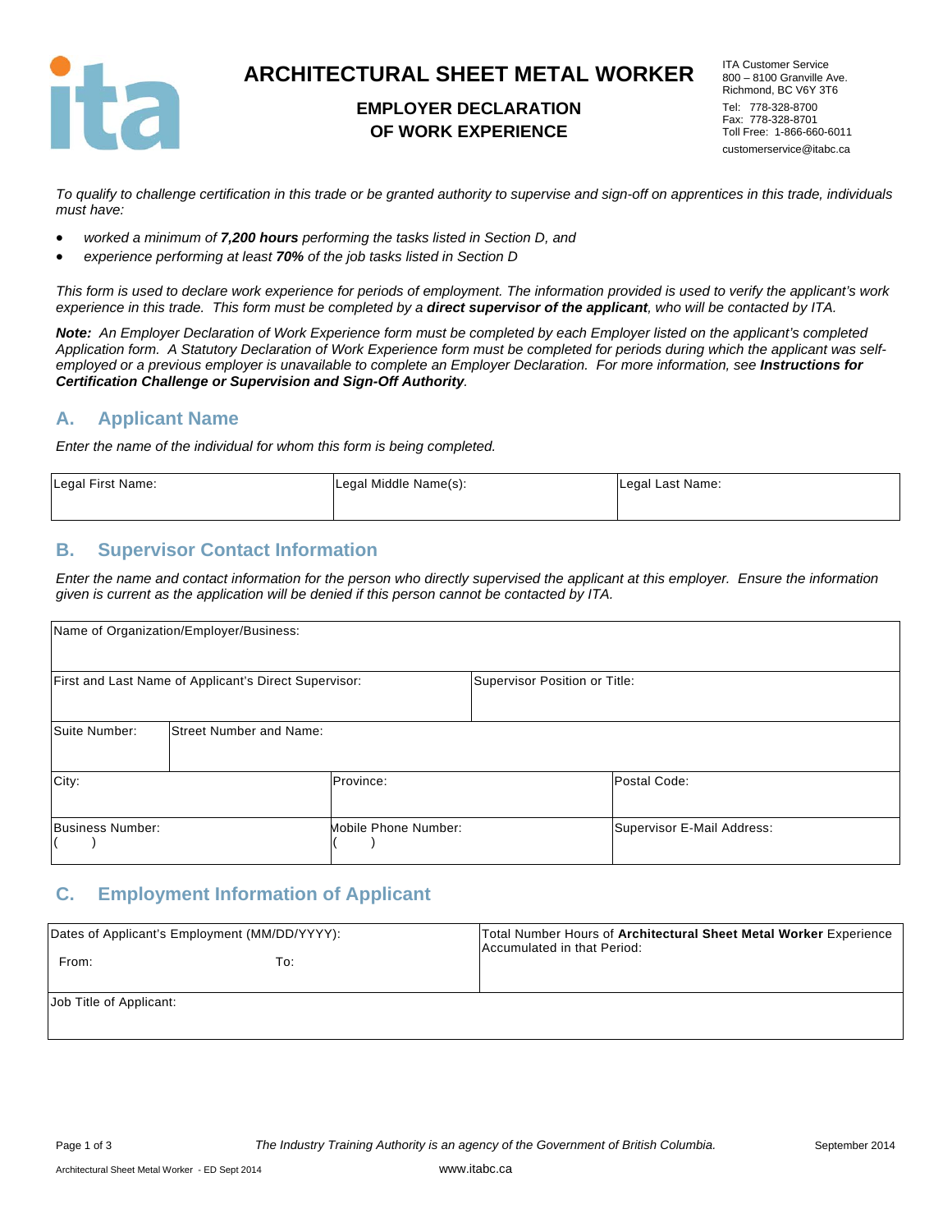# ARCHITECTURAL SHEET METAL WORKER

## EMPLOYER DECLARATION OF WORK EXPERIENCE

ITA Customer Service
800 – 8100 Granville Ave.
Richmond, BC V6Y 3T6
Tel: 778-328-8700
Fax: 778-328-8701
Toll Free: 1-866-660-6011
customerservice@itabc.ca

*To qualify to challenge certification in this trade or be granted authority to supervise and sign-off on apprentices in this trade, individuals must have:*

- *worked a minimum of **7,200 hours** performing the tasks listed in Section D, and*
- *experience performing at least **70%** of the job tasks listed in Section D*

*This form is used to declare work experience for periods of employment. The information provided is used to verify the applicant's work experience in this trade. This form must be completed by a **direct supervisor of the applicant**, who will be contacted by ITA.*

***Note:** An Employer Declaration of Work Experience form must be completed by each Employer listed on the applicant's completed Application form. A Statutory Declaration of Work Experience form must be completed for periods during which the applicant was self-employed or a previous employer is unavailable to complete an Employer Declaration. For more information, see **Instructions for Certification Challenge or Supervision and Sign-Off Authority**.*

## A. Applicant Name

*Enter the name of the individual for whom this form is being completed.*

| Legal First Name: | Legal Middle Name(s): | Legal Last Name: |
|---|---|---|
| | | |

## B. Supervisor Contact Information

*Enter the name and contact information for the person who directly supervised the applicant at this employer. Ensure the information given is current as the application will be denied if this person cannot be contacted by ITA.*

| Name of Organization/Employer/Business: | | |
|---|---|---|
| First and Last Name of Applicant's Direct Supervisor: | Supervisor Position or Title: | |
| Suite Number: | Street Number and Name: | |
| City: | Province: | Postal Code: |
| Business Number: ( ) | Mobile Phone Number: ( ) | Supervisor E-Mail Address: |

## C. Employment Information of Applicant

| Dates of Applicant's Employment (MM/DD/YYYY): From: To: | Total Number Hours of **Architectural Sheet Metal Worker** Experience Accumulated in that Period: |
|---|---|
| Job Title of Applicant: | |

*The Industry Training Authority is an agency of the Government of British Columbia.*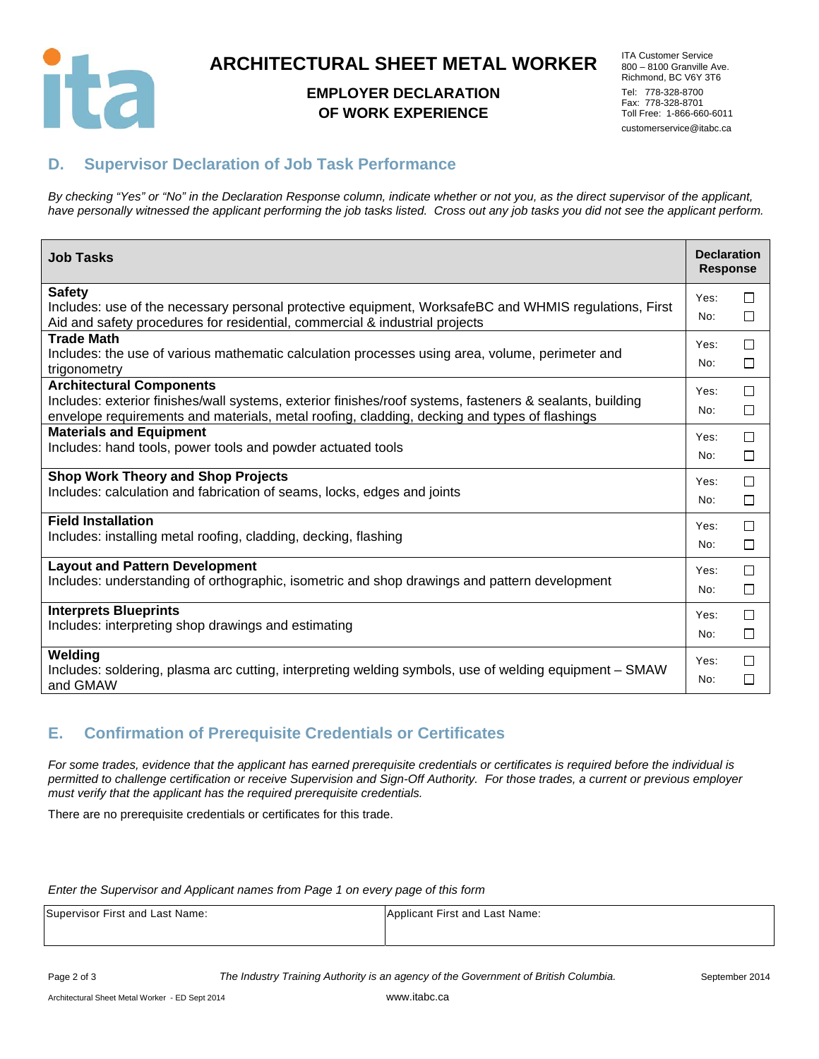# ARCHITECTURAL SHEET METAL WORKER

## EMPLOYER DECLARATION OF WORK EXPERIENCE

ITA Customer Service
800 – 8100 Granville Ave.
Richmond, BC V6Y 3T6
Tel: 778-328-8700
Fax: 778-328-8701
Toll Free: 1-866-660-6011
customerservice@itabc.ca

## D. Supervisor Declaration of Job Task Performance

*By checking "Yes" or "No" in the Declaration Response column, indicate whether or not you, as the direct supervisor of the applicant, have personally witnessed the applicant performing the job tasks listed. Cross out any job tasks you did not see the applicant perform.*

| Job Tasks | Declaration Response |
|---|---|
| **Safety**<br>Includes: use of the necessary personal protective equipment, WorksafeBC and WHMIS regulations, First Aid and safety procedures for residential, commercial & industrial projects | Yes: ☐<br>No: ☐ |
| **Trade Math**<br>Includes: the use of various mathematic calculation processes using area, volume, perimeter and trigonometry | Yes: ☐<br>No: ☐ |
| **Architectural Components**<br>Includes: exterior finishes/wall systems, exterior finishes/roof systems, fasteners & sealants, building envelope requirements and materials, metal roofing, cladding, decking and types of flashings | Yes: ☐<br>No: ☐ |
| **Materials and Equipment**<br>Includes: hand tools, power tools and powder actuated tools | Yes: ☐<br>No: ☐ |
| **Shop Work Theory and Shop Projects**<br>Includes: calculation and fabrication of seams, locks, edges and joints | Yes: ☐<br>No: ☐ |
| **Field Installation**<br>Includes: installing metal roofing, cladding, decking, flashing | Yes: ☐<br>No: ☐ |
| **Layout and Pattern Development**<br>Includes: understanding of orthographic, isometric and shop drawings and pattern development | Yes: ☐<br>No: ☐ |
| **Interprets Blueprints**<br>Includes: interpreting shop drawings and estimating | Yes: ☐<br>No: ☐ |
| **Welding**<br>Includes: soldering, plasma arc cutting, interpreting welding symbols, use of welding equipment – SMAW and GMAW | Yes: ☐<br>No: ☐ |

## E. Confirmation of Prerequisite Credentials or Certificates

*For some trades, evidence that the applicant has earned prerequisite credentials or certificates is required before the individual is permitted to challenge certification or receive Supervision and Sign-Off Authority. For those trades, a current or previous employer must verify that the applicant has the required prerequisite credentials.*

There are no prerequisite credentials or certificates for this trade.

*Enter the Supervisor and Applicant names from Page 1 on every page of this form*

| Supervisor First and Last Name: | Applicant First and Last Name: |
|---|---|
| | |

*The Industry Training Authority is an agency of the Government of British Columbia.*

www.itabc.ca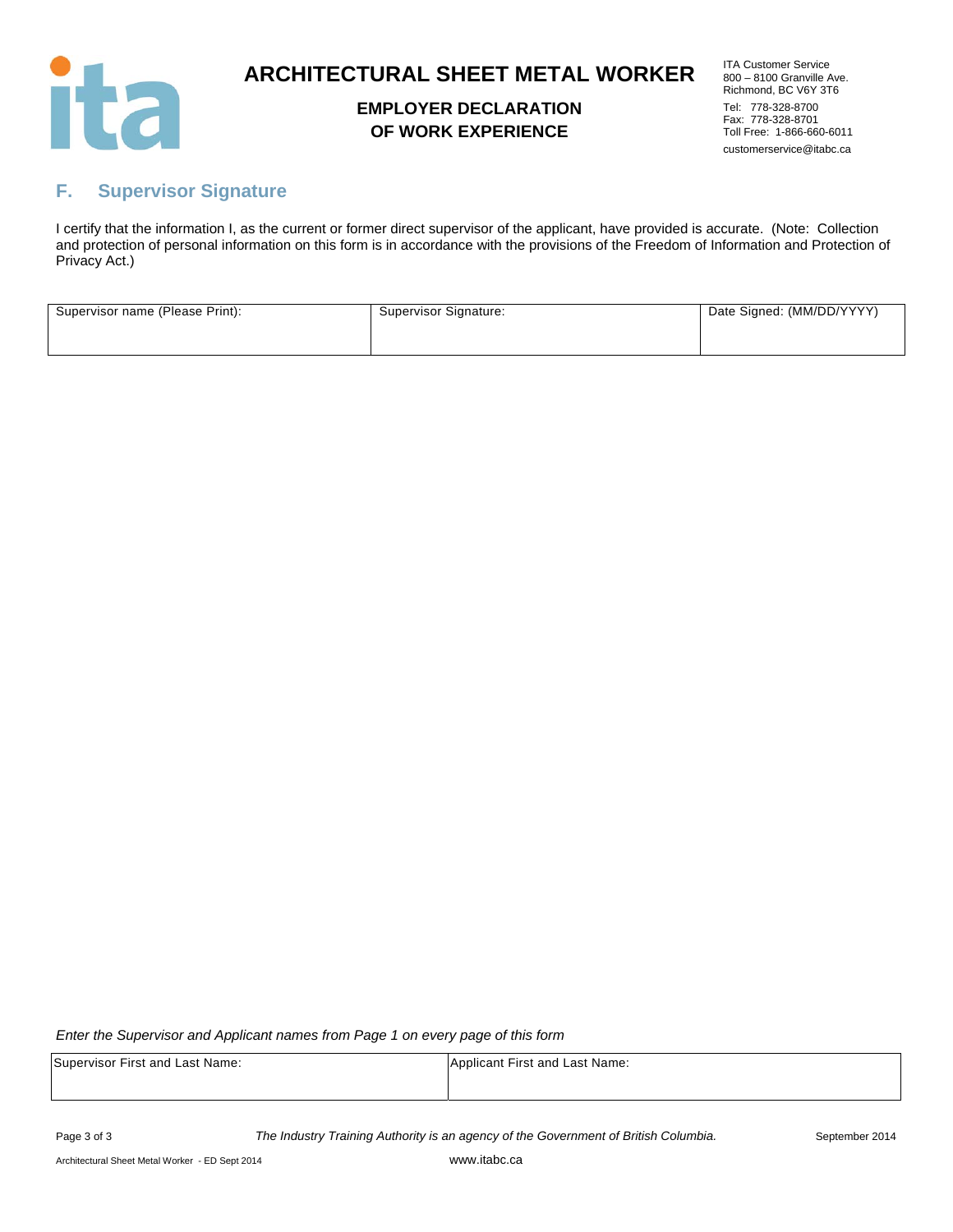# ARCHITECTURAL SHEET METAL WORKER

## EMPLOYER DECLARATION OF WORK EXPERIENCE

ITA Customer Service
800 – 8100 Granville Ave.
Richmond, BC V6Y 3T6
Tel: 778-328-8700
Fax: 778-328-8701
Toll Free: 1-866-660-6011
customerservice@itabc.ca

## F. Supervisor Signature

I certify that the information I, as the current or former direct supervisor of the applicant, have provided is accurate. (Note: Collection and protection of personal information on this form is in accordance with the provisions of the Freedom of Information and Protection of Privacy Act.)

| Supervisor name (Please Print): | Supervisor Signature: | Date Signed: (MM/DD/YYYY) |
|---|---|---|
| | | |

*Enter the Supervisor and Applicant names from Page 1 on every page of this form*

| Supervisor First and Last Name: | Applicant First and Last Name: |
|---|---|
| | |

*The Industry Training Authority is an agency of the Government of British Columbia.*

Architectural Sheet Metal Worker - ED Sept 2014

www.itabc.ca